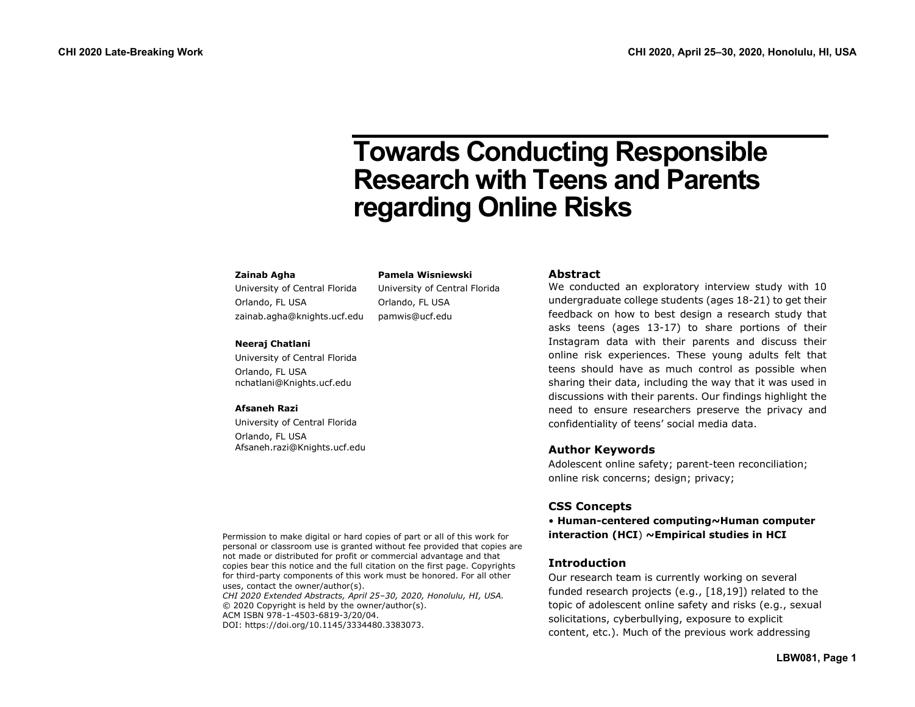# Towards Conducting Responsible Research with Teens and Parents regarding Online Risks

**Zainab Agha**
University of Central Florida
Orlando, FL USA
zainab.agha@knights.ucf.edu

**Pamela Wisniewski**
University of Central Florida
Orlando, FL USA
pamwis@ucf.edu

**Neeraj Chatlani**
University of Central Florida
Orlando, FL USA
nchatlani@Knights.ucf.edu

**Afsaneh Razi**
University of Central Florida
Orlando, FL USA
Afsaneh.razi@Knights.ucf.edu

Permission to make digital or hard copies of part or all of this work for personal or classroom use is granted without fee provided that copies are not made or distributed for profit or commercial advantage and that copies bear this notice and the full citation on the first page. Copyrights for third-party components of this work must be honored. For all other uses, contact the owner/author(s).
*CHI 2020 Extended Abstracts, April 25–30, 2020, Honolulu, HI, USA.*
© 2020 Copyright is held by the owner/author(s).
ACM ISBN 978-1-4503-6819-3/20/04.
DOI: https://doi.org/10.1145/3334480.3383073.

## Abstract

We conducted an exploratory interview study with 10 undergraduate college students (ages 18-21) to get their feedback on how to best design a research study that asks teens (ages 13-17) to share portions of their Instagram data with their parents and discuss their online risk experiences. These young adults felt that teens should have as much control as possible when sharing their data, including the way that it was used in discussions with their parents. Our findings highlight the need to ensure researchers preserve the privacy and confidentiality of teens' social media data.

## Author Keywords

Adolescent online safety; parent-teen reconciliation; online risk concerns; design; privacy;

## CSS Concepts

• **Human-centered computing~Human computer interaction (HCI) ~Empirical studies in HCI**

## Introduction

Our research team is currently working on several funded research projects (e.g., [18,19]) related to the topic of adolescent online safety and risks (e.g., sexual solicitations, cyberbullying, exposure to explicit content, etc.). Much of the previous work addressing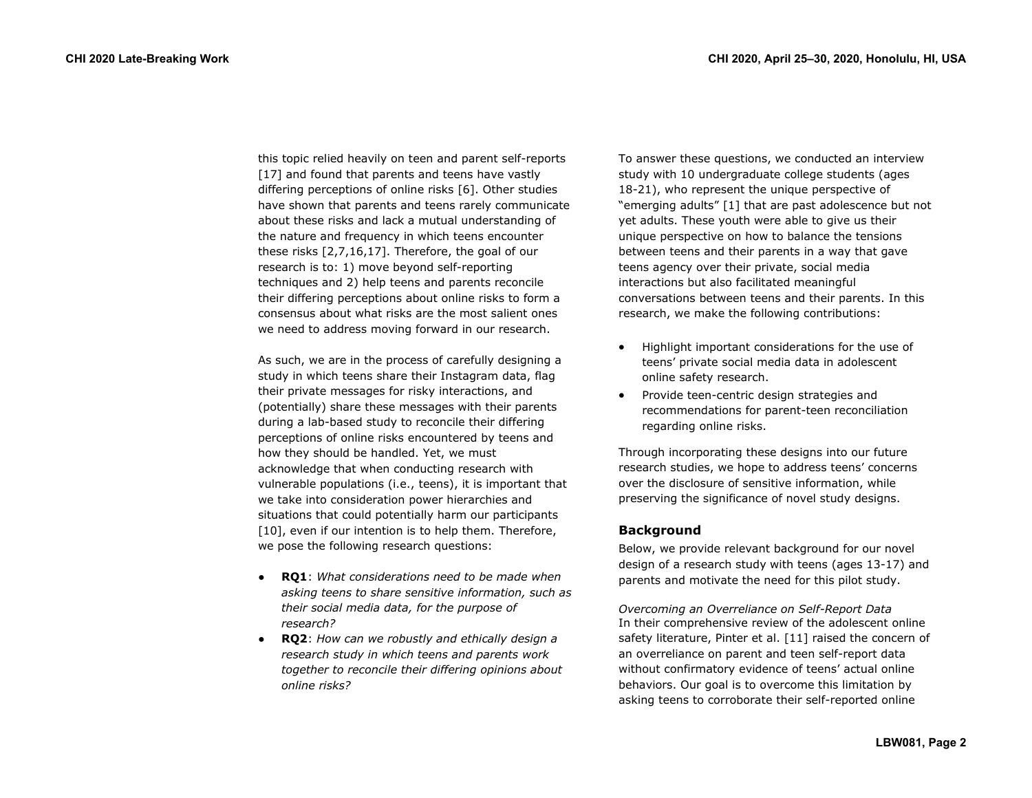this topic relied heavily on teen and parent self-reports [17] and found that parents and teens have vastly differing perceptions of online risks [6]. Other studies have shown that parents and teens rarely communicate about these risks and lack a mutual understanding of the nature and frequency in which teens encounter these risks [2,7,16,17]. Therefore, the goal of our research is to: 1) move beyond self-reporting techniques and 2) help teens and parents reconcile their differing perceptions about online risks to form a consensus about what risks are the most salient ones we need to address moving forward in our research.

As such, we are in the process of carefully designing a study in which teens share their Instagram data, flag their private messages for risky interactions, and (potentially) share these messages with their parents during a lab-based study to reconcile their differing perceptions of online risks encountered by teens and how they should be handled. Yet, we must acknowledge that when conducting research with vulnerable populations (i.e., teens), it is important that we take into consideration power hierarchies and situations that could potentially harm our participants [10], even if our intention is to help them. Therefore, we pose the following research questions:

- **RQ1**: *What considerations need to be made when asking teens to share sensitive information, such as their social media data, for the purpose of research?*
- **RQ2**: *How can we robustly and ethically design a research study in which teens and parents work together to reconcile their differing opinions about online risks?*

To answer these questions, we conducted an interview study with 10 undergraduate college students (ages 18-21), who represent the unique perspective of "emerging adults" [1] that are past adolescence but not yet adults. These youth were able to give us their unique perspective on how to balance the tensions between teens and their parents in a way that gave teens agency over their private, social media interactions but also facilitated meaningful conversations between teens and their parents. In this research, we make the following contributions:

- Highlight important considerations for the use of teens' private social media data in adolescent online safety research.
- Provide teen-centric design strategies and recommendations for parent-teen reconciliation regarding online risks.

Through incorporating these designs into our future research studies, we hope to address teens' concerns over the disclosure of sensitive information, while preserving the significance of novel study designs.

## Background

Below, we provide relevant background for our novel design of a research study with teens (ages 13-17) and parents and motivate the need for this pilot study.

### *Overcoming an Overreliance on Self-Report Data*

In their comprehensive review of the adolescent online safety literature, Pinter et al. [11] raised the concern of an overreliance on parent and teen self-report data without confirmatory evidence of teens' actual online behaviors. Our goal is to overcome this limitation by asking teens to corroborate their self-reported online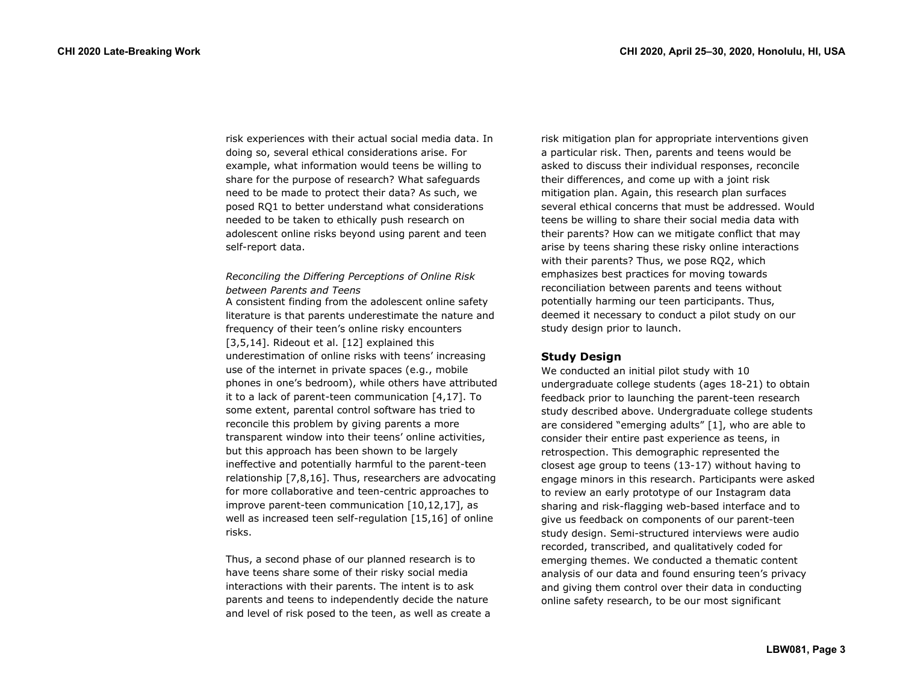risk experiences with their actual social media data. In doing so, several ethical considerations arise. For example, what information would teens be willing to share for the purpose of research? What safeguards need to be made to protect their data? As such, we posed RQ1 to better understand what considerations needed to be taken to ethically push research on adolescent online risks beyond using parent and teen self-report data.

*Reconciling the Differing Perceptions of Online Risk between Parents and Teens*

A consistent finding from the adolescent online safety literature is that parents underestimate the nature and frequency of their teen's online risky encounters [3,5,14]. Rideout et al. [12] explained this underestimation of online risks with teens' increasing use of the internet in private spaces (e.g., mobile phones in one's bedroom), while others have attributed it to a lack of parent-teen communication [4,17]. To some extent, parental control software has tried to reconcile this problem by giving parents a more transparent window into their teens' online activities, but this approach has been shown to be largely ineffective and potentially harmful to the parent-teen relationship [7,8,16]. Thus, researchers are advocating for more collaborative and teen-centric approaches to improve parent-teen communication [10,12,17], as well as increased teen self-regulation [15,16] of online risks.

Thus, a second phase of our planned research is to have teens share some of their risky social media interactions with their parents. The intent is to ask parents and teens to independently decide the nature and level of risk posed to the teen, as well as create a risk mitigation plan for appropriate interventions given a particular risk. Then, parents and teens would be asked to discuss their individual responses, reconcile their differences, and come up with a joint risk mitigation plan. Again, this research plan surfaces several ethical concerns that must be addressed. Would teens be willing to share their social media data with their parents? How can we mitigate conflict that may arise by teens sharing these risky online interactions with their parents? Thus, we pose RQ2, which emphasizes best practices for moving towards reconciliation between parents and teens without potentially harming our teen participants. Thus, deemed it necessary to conduct a pilot study on our study design prior to launch.

## Study Design

We conducted an initial pilot study with 10 undergraduate college students (ages 18-21) to obtain feedback prior to launching the parent-teen research study described above. Undergraduate college students are considered "emerging adults" [1], who are able to consider their entire past experience as teens, in retrospection. This demographic represented the closest age group to teens (13-17) without having to engage minors in this research. Participants were asked to review an early prototype of our Instagram data sharing and risk-flagging web-based interface and to give us feedback on components of our parent-teen study design. Semi-structured interviews were audio recorded, transcribed, and qualitatively coded for emerging themes. We conducted a thematic content analysis of our data and found ensuring teen's privacy and giving them control over their data in conducting online safety research, to be our most significant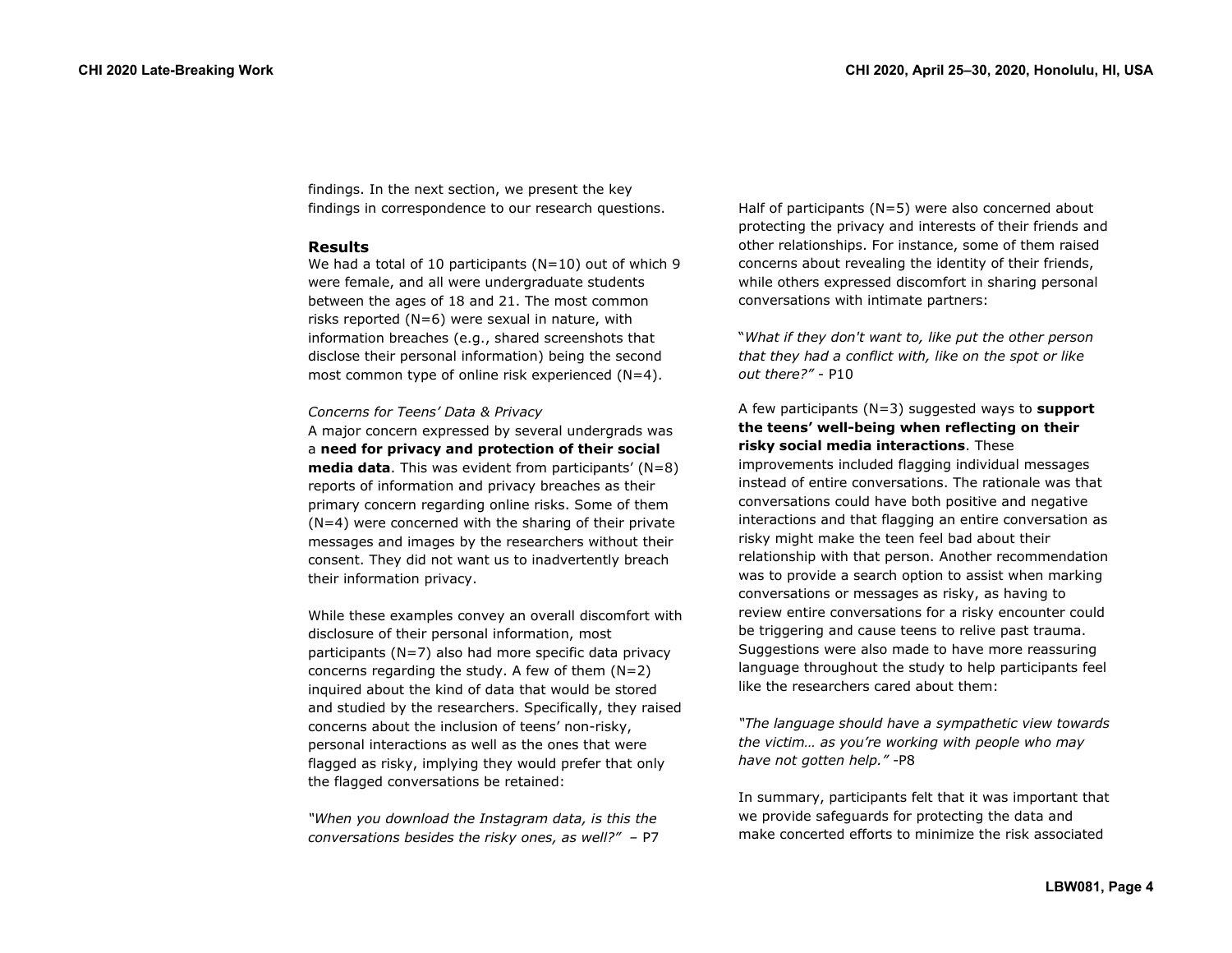findings. In the next section, we present the key findings in correspondence to our research questions.

## Results

We had a total of 10 participants (N=10) out of which 9 were female, and all were undergraduate students between the ages of 18 and 21. The most common risks reported (N=6) were sexual in nature, with information breaches (e.g., shared screenshots that disclose their personal information) being the second most common type of online risk experienced (N=4).

### *Concerns for Teens' Data & Privacy*

A major concern expressed by several undergrads was a **need for privacy and protection of their social media data**. This was evident from participants' (N=8) reports of information and privacy breaches as their primary concern regarding online risks. Some of them (N=4) were concerned with the sharing of their private messages and images by the researchers without their consent. They did not want us to inadvertently breach their information privacy.

While these examples convey an overall discomfort with disclosure of their personal information, most participants (N=7) also had more specific data privacy concerns regarding the study. A few of them (N=2) inquired about the kind of data that would be stored and studied by the researchers. Specifically, they raised concerns about the inclusion of teens' non-risky, personal interactions as well as the ones that were flagged as risky, implying they would prefer that only the flagged conversations be retained:

*"When you download the Instagram data, is this the conversations besides the risky ones, as well?"* – P7

Half of participants (N=5) were also concerned about protecting the privacy and interests of their friends and other relationships. For instance, some of them raised concerns about revealing the identity of their friends, while others expressed discomfort in sharing personal conversations with intimate partners:

"*What if they don't want to, like put the other person that they had a conflict with, like on the spot or like out there?"* - P10

A few participants (N=3) suggested ways to **support the teens' well-being when reflecting on their risky social media interactions**. These improvements included flagging individual messages instead of entire conversations. The rationale was that conversations could have both positive and negative interactions and that flagging an entire conversation as risky might make the teen feel bad about their relationship with that person. Another recommendation was to provide a search option to assist when marking conversations or messages as risky, as having to review entire conversations for a risky encounter could be triggering and cause teens to relive past trauma. Suggestions were also made to have more reassuring language throughout the study to help participants feel like the researchers cared about them:

*"The language should have a sympathetic view towards the victim… as you're working with people who may have not gotten help."* -P8

In summary, participants felt that it was important that we provide safeguards for protecting the data and make concerted efforts to minimize the risk associated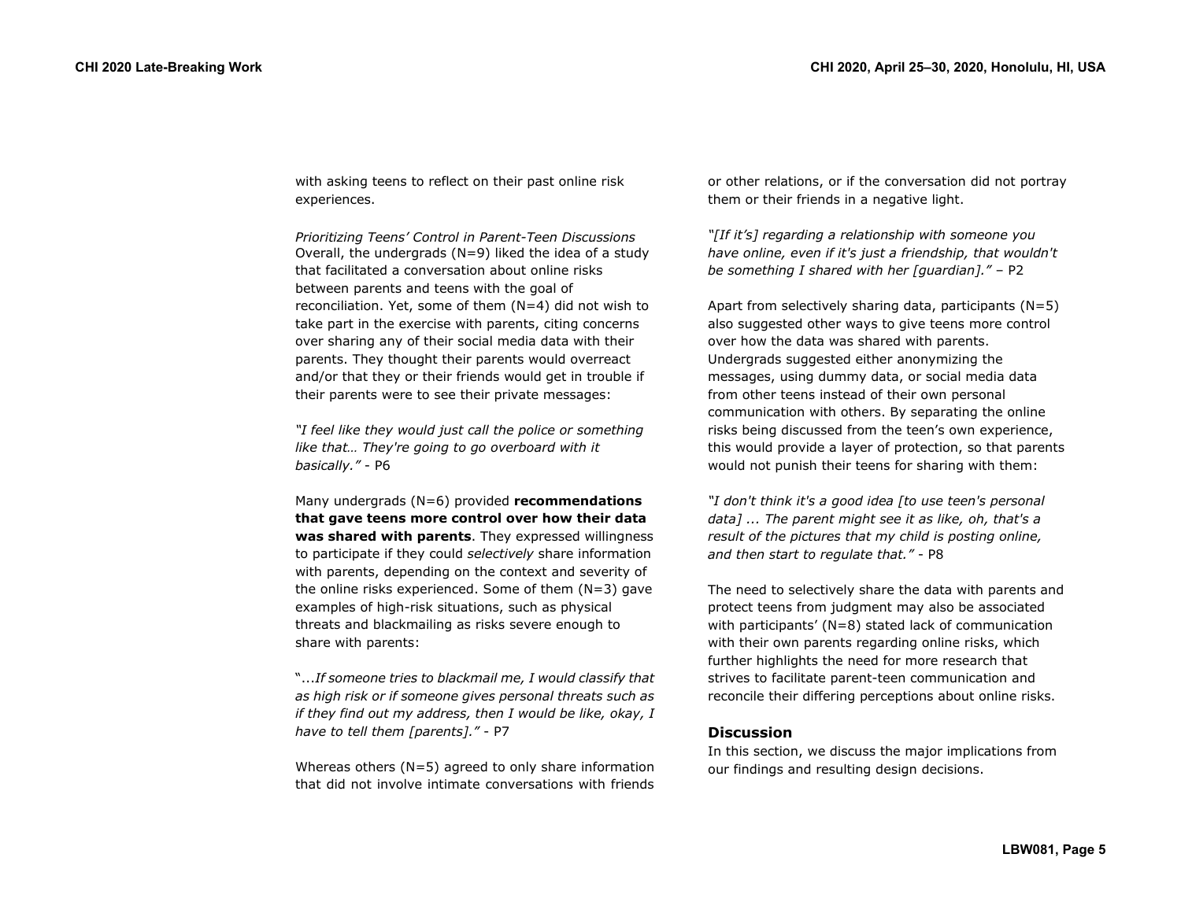with asking teens to reflect on their past online risk experiences.

*Prioritizing Teens' Control in Parent-Teen Discussions*

Overall, the undergrads (N=9) liked the idea of a study that facilitated a conversation about online risks between parents and teens with the goal of reconciliation. Yet, some of them (N=4) did not wish to take part in the exercise with parents, citing concerns over sharing any of their social media data with their parents. They thought their parents would overreact and/or that they or their friends would get in trouble if their parents were to see their private messages:

*"I feel like they would just call the police or something like that… They're going to go overboard with it basically."* - P6

Many undergrads (N=6) provided **recommendations that gave teens more control over how their data was shared with parents**. They expressed willingness to participate if they could *selectively* share information with parents, depending on the context and severity of the online risks experienced. Some of them (N=3) gave examples of high-risk situations, such as physical threats and blackmailing as risks severe enough to share with parents:

"...*If someone tries to blackmail me, I would classify that as high risk or if someone gives personal threats such as if they find out my address, then I would be like, okay, I have to tell them [parents]."* - P7

Whereas others (N=5) agreed to only share information that did not involve intimate conversations with friends or other relations, or if the conversation did not portray them or their friends in a negative light.

*"[If it's] regarding a relationship with someone you have online, even if it's just a friendship, that wouldn't be something I shared with her [guardian]."* – P2

Apart from selectively sharing data, participants (N=5) also suggested other ways to give teens more control over how the data was shared with parents. Undergrads suggested either anonymizing the messages, using dummy data, or social media data from other teens instead of their own personal communication with others. By separating the online risks being discussed from the teen's own experience, this would provide a layer of protection, so that parents would not punish their teens for sharing with them:

*"I don't think it's a good idea [to use teen's personal data] ... The parent might see it as like, oh, that's a result of the pictures that my child is posting online, and then start to regulate that."* - P8

The need to selectively share the data with parents and protect teens from judgment may also be associated with participants' (N=8) stated lack of communication with their own parents regarding online risks, which further highlights the need for more research that strives to facilitate parent-teen communication and reconcile their differing perceptions about online risks.

## Discussion

In this section, we discuss the major implications from our findings and resulting design decisions.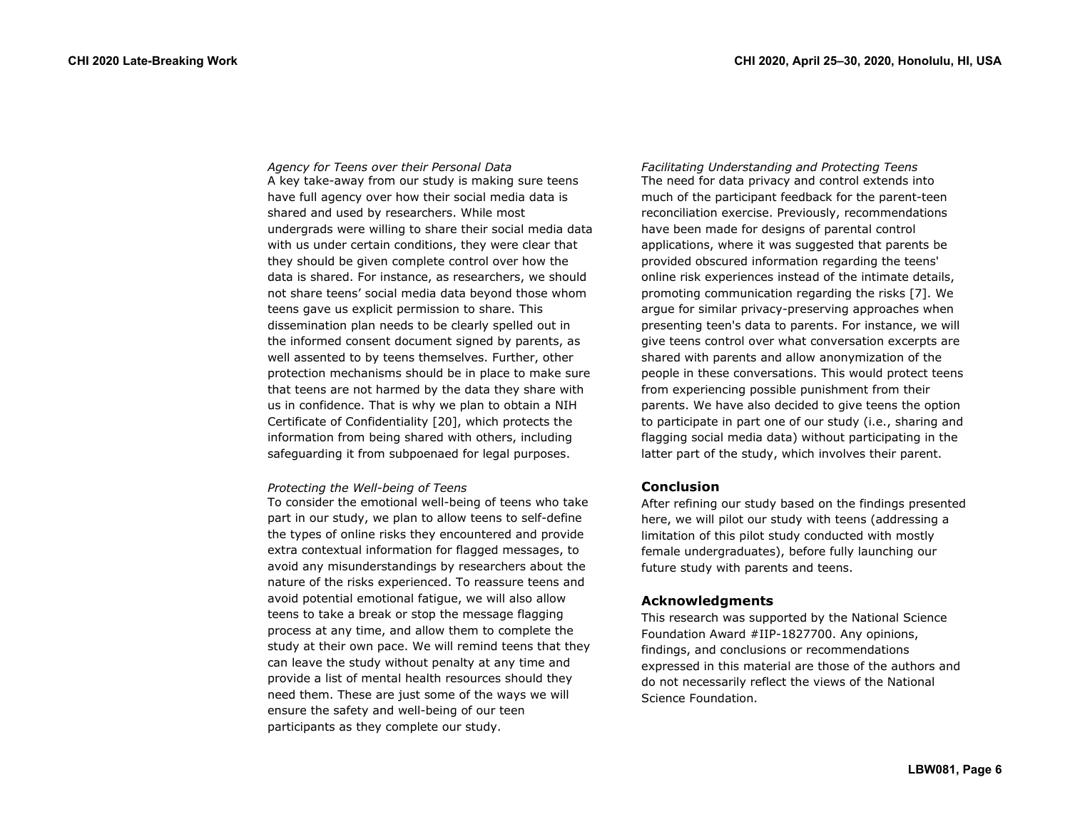*Agency for Teens over their Personal Data*

A key take-away from our study is making sure teens have full agency over how their social media data is shared and used by researchers. While most undergrads were willing to share their social media data with us under certain conditions, they were clear that they should be given complete control over how the data is shared. For instance, as researchers, we should not share teens' social media data beyond those whom teens gave us explicit permission to share. This dissemination plan needs to be clearly spelled out in the informed consent document signed by parents, as well assented to by teens themselves. Further, other protection mechanisms should be in place to make sure that teens are not harmed by the data they share with us in confidence. That is why we plan to obtain a NIH Certificate of Confidentiality [20], which protects the information from being shared with others, including safeguarding it from subpoenaed for legal purposes.

*Protecting the Well-being of Teens*

To consider the emotional well-being of teens who take part in our study, we plan to allow teens to self-define the types of online risks they encountered and provide extra contextual information for flagged messages, to avoid any misunderstandings by researchers about the nature of the risks experienced. To reassure teens and avoid potential emotional fatigue, we will also allow teens to take a break or stop the message flagging process at any time, and allow them to complete the study at their own pace. We will remind teens that they can leave the study without penalty at any time and provide a list of mental health resources should they need them. These are just some of the ways we will ensure the safety and well-being of our teen participants as they complete our study.

*Facilitating Understanding and Protecting Teens*

The need for data privacy and control extends into much of the participant feedback for the parent-teen reconciliation exercise. Previously, recommendations have been made for designs of parental control applications, where it was suggested that parents be provided obscured information regarding the teens' online risk experiences instead of the intimate details, promoting communication regarding the risks [7]. We argue for similar privacy-preserving approaches when presenting teen's data to parents. For instance, we will give teens control over what conversation excerpts are shared with parents and allow anonymization of the people in these conversations. This would protect teens from experiencing possible punishment from their parents. We have also decided to give teens the option to participate in part one of our study (i.e., sharing and flagging social media data) without participating in the latter part of the study, which involves their parent.

## Conclusion

After refining our study based on the findings presented here, we will pilot our study with teens (addressing a limitation of this pilot study conducted with mostly female undergraduates), before fully launching our future study with parents and teens.

## Acknowledgments

This research was supported by the National Science Foundation Award #IIP-1827700. Any opinions, findings, and conclusions or recommendations expressed in this material are those of the authors and do not necessarily reflect the views of the National Science Foundation.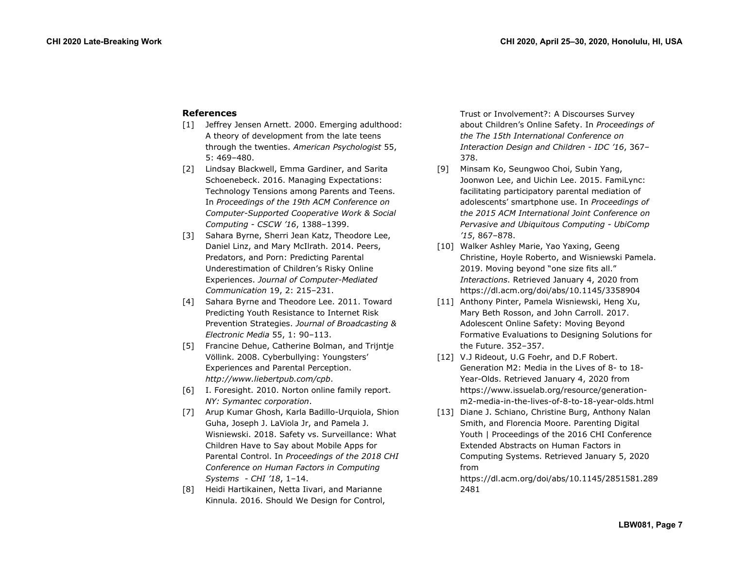### References

[1] Jeffrey Jensen Arnett. 2000. Emerging adulthood: A theory of development from the late teens through the twenties. *American Psychologist* 55, 5: 469–480.

[2] Lindsay Blackwell, Emma Gardiner, and Sarita Schoenebeck. 2016. Managing Expectations: Technology Tensions among Parents and Teens. In *Proceedings of the 19th ACM Conference on Computer-Supported Cooperative Work & Social Computing - CSCW '16*, 1388–1399.

[3] Sahara Byrne, Sherri Jean Katz, Theodore Lee, Daniel Linz, and Mary McIlrath. 2014. Peers, Predators, and Porn: Predicting Parental Underestimation of Children's Risky Online Experiences. *Journal of Computer-Mediated Communication* 19, 2: 215–231.

[4] Sahara Byrne and Theodore Lee. 2011. Toward Predicting Youth Resistance to Internet Risk Prevention Strategies. *Journal of Broadcasting & Electronic Media* 55, 1: 90–113.

[5] Francine Dehue, Catherine Bolman, and Trijntje Völlink. 2008. Cyberbullying: Youngsters' Experiences and Parental Perception. *http://www.liebertpub.com/cpb*.

[6] I. Foresight. 2010. Norton online family report. *NY: Symantec corporation*.

[7] Arup Kumar Ghosh, Karla Badillo-Urquiola, Shion Guha, Joseph J. LaViola Jr, and Pamela J. Wisniewski. 2018. Safety vs. Surveillance: What Children Have to Say about Mobile Apps for Parental Control. In *Proceedings of the 2018 CHI Conference on Human Factors in Computing Systems - CHI '18*, 1–14.

[8] Heidi Hartikainen, Netta Iivari, and Marianne Kinnula. 2016. Should We Design for Control, Trust or Involvement?: A Discourses Survey about Children's Online Safety. In *Proceedings of the The 15th International Conference on Interaction Design and Children - IDC '16*, 367–378.

[9] Minsam Ko, Seungwoo Choi, Subin Yang, Joonwon Lee, and Uichin Lee. 2015. FamiLync: facilitating participatory parental mediation of adolescents' smartphone use. In *Proceedings of the 2015 ACM International Joint Conference on Pervasive and Ubiquitous Computing - UbiComp '15*, 867–878.

[10] Walker Ashley Marie, Yao Yaxing, Geeng Christine, Hoyle Roberto, and Wisniewski Pamela. 2019. Moving beyond "one size fits all." *Interactions*. Retrieved January 4, 2020 from https://dl.acm.org/doi/abs/10.1145/3358904

[11] Anthony Pinter, Pamela Wisniewski, Heng Xu, Mary Beth Rosson, and John Carroll. 2017. Adolescent Online Safety: Moving Beyond Formative Evaluations to Designing Solutions for the Future. 352–357.

[12] V.J Rideout, U.G Foehr, and D.F Robert. Generation M2: Media in the Lives of 8- to 18-Year-Olds. Retrieved January 4, 2020 from https://www.issuelab.org/resource/generation-m2-media-in-the-lives-of-8-to-18-year-olds.html

[13] Diane J. Schiano, Christine Burg, Anthony Nalan Smith, and Florencia Moore. Parenting Digital Youth | Proceedings of the 2016 CHI Conference Extended Abstracts on Human Factors in Computing Systems. Retrieved January 5, 2020 from https://dl.acm.org/doi/abs/10.1145/2851581.2892481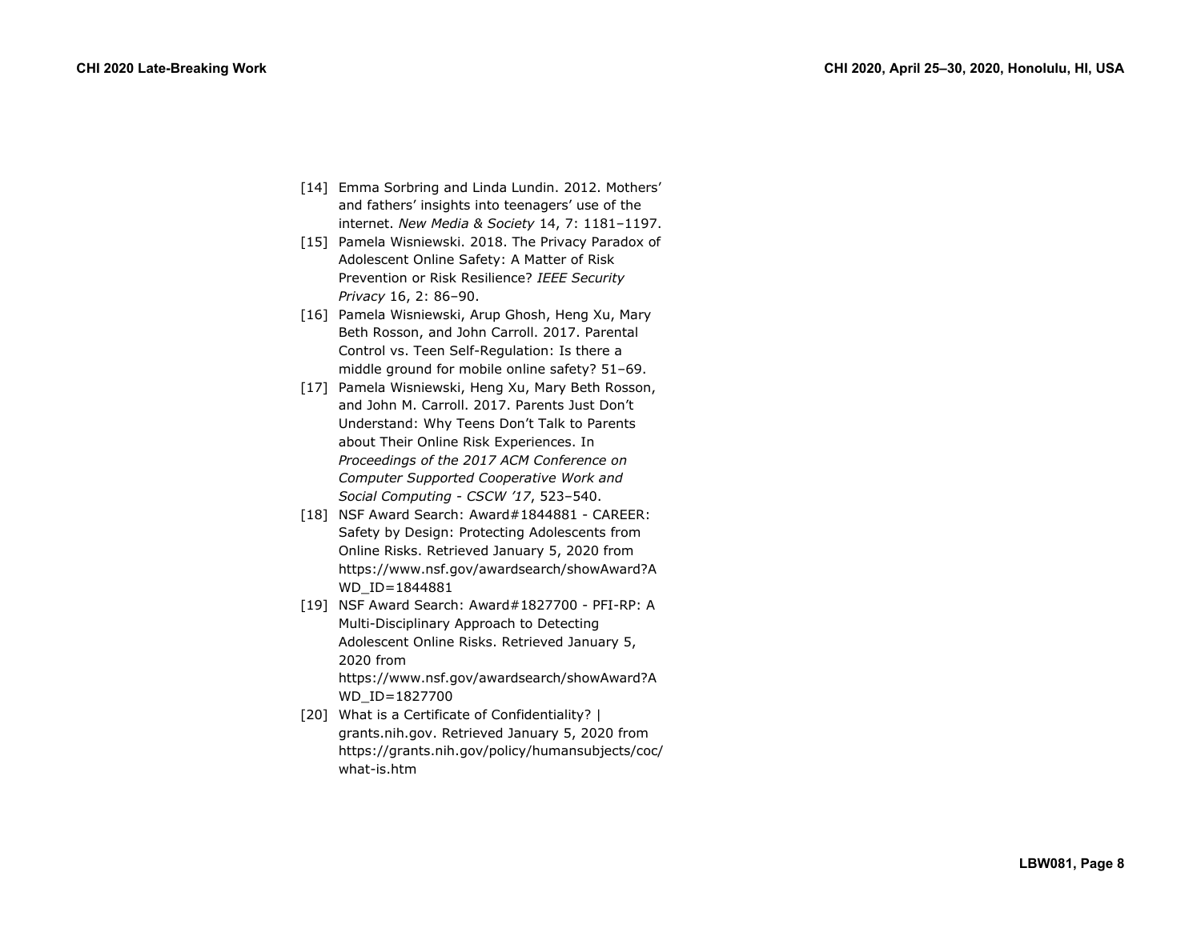[14] Emma Sorbring and Linda Lundin. 2012. Mothers' and fathers' insights into teenagers' use of the internet. *New Media & Society* 14, 7: 1181–1197.

[15] Pamela Wisniewski. 2018. The Privacy Paradox of Adolescent Online Safety: A Matter of Risk Prevention or Risk Resilience? *IEEE Security Privacy* 16, 2: 86–90.

[16] Pamela Wisniewski, Arup Ghosh, Heng Xu, Mary Beth Rosson, and John Carroll. 2017. Parental Control vs. Teen Self-Regulation: Is there a middle ground for mobile online safety? 51–69.

[17] Pamela Wisniewski, Heng Xu, Mary Beth Rosson, and John M. Carroll. 2017. Parents Just Don't Understand: Why Teens Don't Talk to Parents about Their Online Risk Experiences. In *Proceedings of the 2017 ACM Conference on Computer Supported Cooperative Work and Social Computing - CSCW '17*, 523–540.

[18] NSF Award Search: Award#1844881 - CAREER: Safety by Design: Protecting Adolescents from Online Risks. Retrieved January 5, 2020 from https://www.nsf.gov/awardsearch/showAward?AWD_ID=1844881

[19] NSF Award Search: Award#1827700 - PFI-RP: A Multi-Disciplinary Approach to Detecting Adolescent Online Risks. Retrieved January 5, 2020 from https://www.nsf.gov/awardsearch/showAward?AWD_ID=1827700

[20] What is a Certificate of Confidentiality? | grants.nih.gov. Retrieved January 5, 2020 from https://grants.nih.gov/policy/humansubjects/coc/what-is.htm